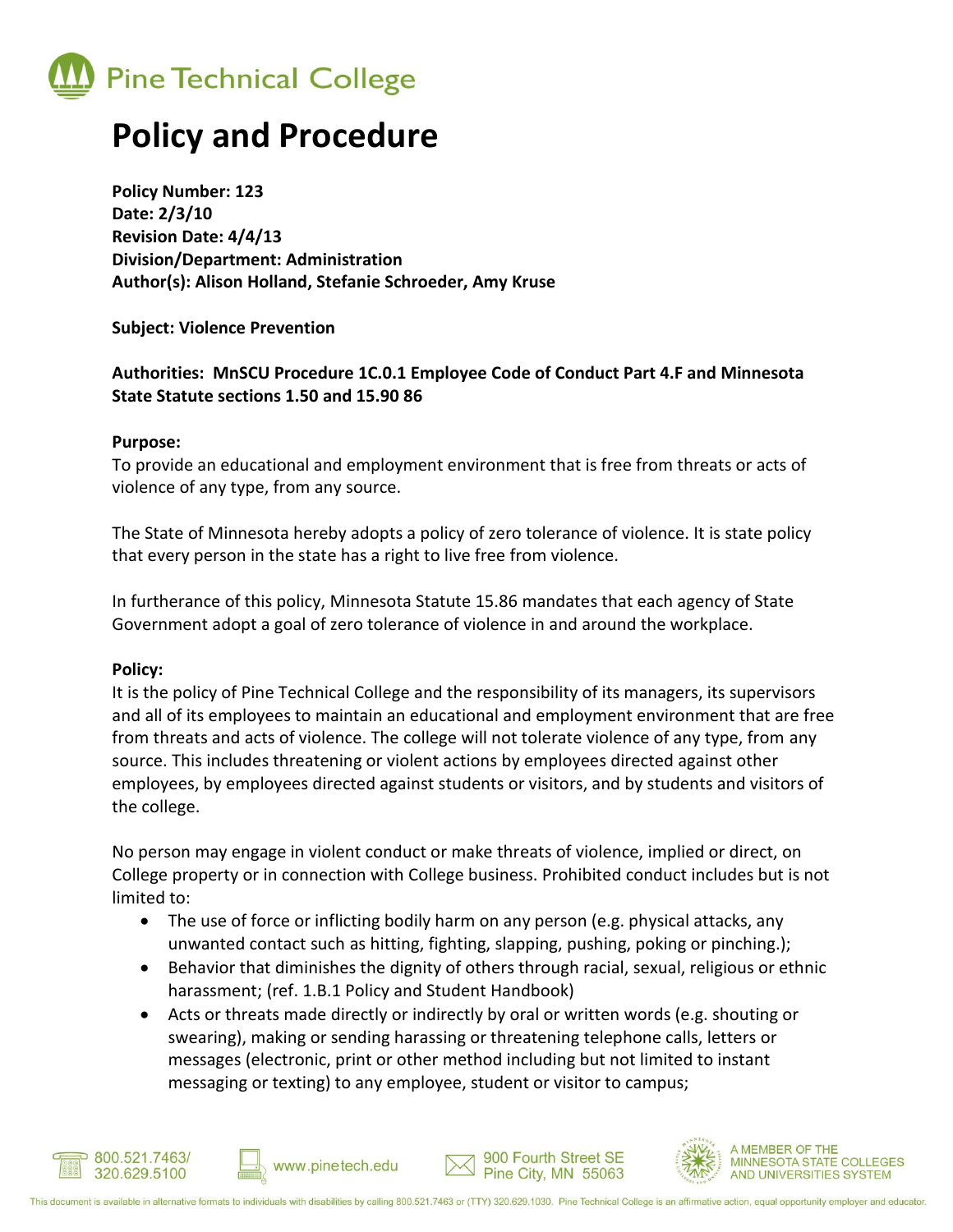Pine Technical College

# Policy and Procedure

**Policy Number: 123**
**Date: 2/3/10**
**Revision Date: 4/4/13**
**Division/Department: Administration**
**Author(s): Alison Holland, Stefanie Schroeder, Amy Kruse**

**Subject: Violence Prevention**

**Authorities: MnSCU Procedure 1C.0.1 Employee Code of Conduct Part 4.F and Minnesota State Statute sections 1.50 and 15.90 86**

**Purpose:**
To provide an educational and employment environment that is free from threats or acts of violence of any type, from any source.

The State of Minnesota hereby adopts a policy of zero tolerance of violence. It is state policy that every person in the state has a right to live free from violence.

In furtherance of this policy, Minnesota Statute 15.86 mandates that each agency of State Government adopt a goal of zero tolerance of violence in and around the workplace.

**Policy:**
It is the policy of Pine Technical College and the responsibility of its managers, its supervisors and all of its employees to maintain an educational and employment environment that are free from threats and acts of violence. The college will not tolerate violence of any type, from any source. This includes threatening or violent actions by employees directed against other employees, by employees directed against students or visitors, and by students and visitors of the college.

No person may engage in violent conduct or make threats of violence, implied or direct, on College property or in connection with College business. Prohibited conduct includes but is not limited to:

- The use of force or inflicting bodily harm on any person (e.g. physical attacks, any unwanted contact such as hitting, fighting, slapping, pushing, poking or pinching.);
- Behavior that diminishes the dignity of others through racial, sexual, religious or ethnic harassment; (ref. 1.B.1 Policy and Student Handbook)
- Acts or threats made directly or indirectly by oral or written words (e.g. shouting or swearing), making or sending harassing or threatening telephone calls, letters or messages (electronic, print or other method including but not limited to instant messaging or texting) to any employee, student or visitor to campus;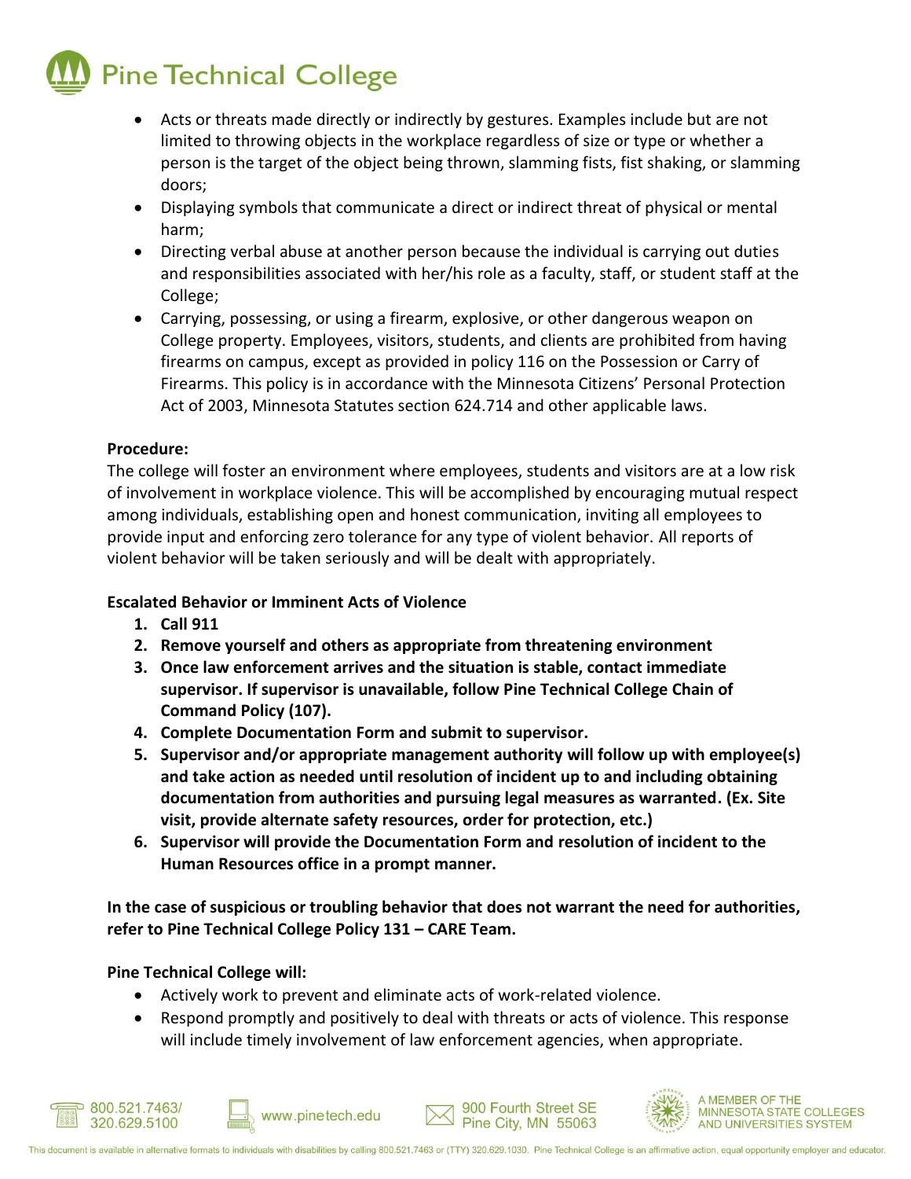- Acts or threats made directly or indirectly by gestures. Examples include but are not limited to throwing objects in the workplace regardless of size or type or whether a person is the target of the object being thrown, slamming fists, fist shaking, or slamming doors;
- Displaying symbols that communicate a direct or indirect threat of physical or mental harm;
- Directing verbal abuse at another person because the individual is carrying out duties and responsibilities associated with her/his role as a faculty, staff, or student staff at the College;
- Carrying, possessing, or using a firearm, explosive, or other dangerous weapon on College property. Employees, visitors, students, and clients are prohibited from having firearms on campus, except as provided in policy 116 on the Possession or Carry of Firearms. This policy is in accordance with the Minnesota Citizens' Personal Protection Act of 2003, Minnesota Statutes section 624.714 and other applicable laws.

**Procedure:**
The college will foster an environment where employees, students and visitors are at a low risk of involvement in workplace violence. This will be accomplished by encouraging mutual respect among individuals, establishing open and honest communication, inviting all employees to provide input and enforcing zero tolerance for any type of violent behavior. All reports of violent behavior will be taken seriously and will be dealt with appropriately.

**Escalated Behavior or Imminent Acts of Violence**

1. **Call 911**
2. **Remove yourself and others as appropriate from threatening environment**
3. **Once law enforcement arrives and the situation is stable, contact immediate supervisor. If supervisor is unavailable, follow Pine Technical College Chain of Command Policy (107).**
4. **Complete Documentation Form and submit to supervisor.**
5. **Supervisor and/or appropriate management authority will follow up with employee(s) and take action as needed until resolution of incident up to and including obtaining documentation from authorities and pursuing legal measures as warranted. (Ex. Site visit, provide alternate safety resources, order for protection, etc.)**
6. **Supervisor will provide the Documentation Form and resolution of incident to the Human Resources office in a prompt manner.**

**In the case of suspicious or troubling behavior that does not warrant the need for authorities, refer to Pine Technical College Policy 131 – CARE Team.**

**Pine Technical College will:**

- Actively work to prevent and eliminate acts of work-related violence.
- Respond promptly and positively to deal with threats or acts of violence. This response will include timely involvement of law enforcement agencies, when appropriate.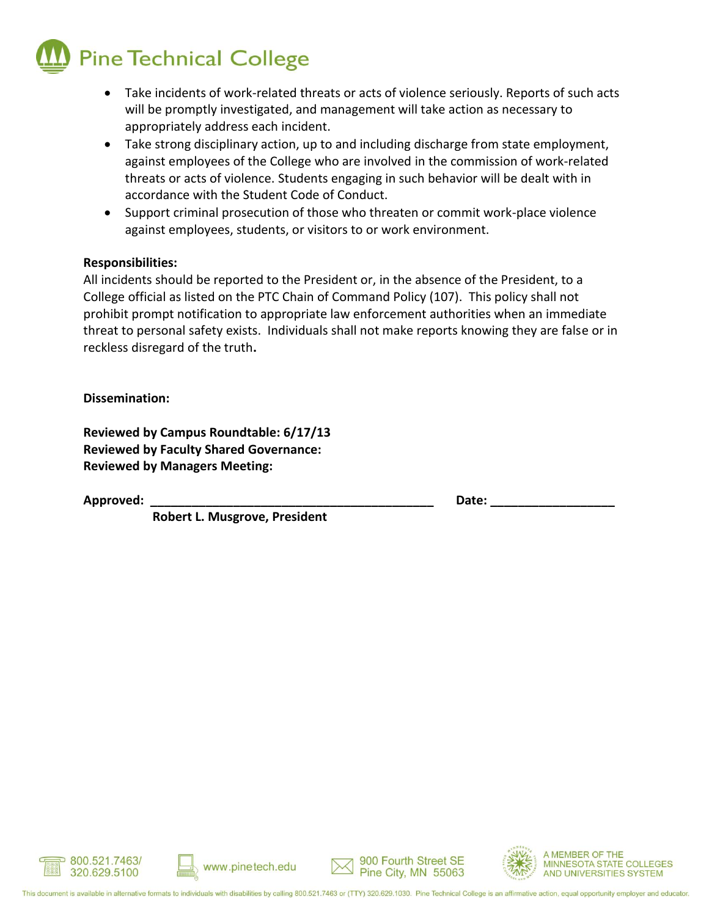- Take incidents of work-related threats or acts of violence seriously. Reports of such acts will be promptly investigated, and management will take action as necessary to appropriately address each incident.
- Take strong disciplinary action, up to and including discharge from state employment, against employees of the College who are involved in the commission of work-related threats or acts of violence. Students engaging in such behavior will be dealt with in accordance with the Student Code of Conduct.
- Support criminal prosecution of those who threaten or commit work-place violence against employees, students, or visitors to or work environment.

**Responsibilities:**

All incidents should be reported to the President or, in the absence of the President, to a College official as listed on the PTC Chain of Command Policy (107). This policy shall not prohibit prompt notification to appropriate law enforcement authorities when an immediate threat to personal safety exists. Individuals shall not make reports knowing they are false or in reckless disregard of the truth**.**

**Dissemination:**

**Reviewed by Campus Roundtable: 6/17/13**
**Reviewed by Faculty Shared Governance:**
**Reviewed by Managers Meeting:**

**Approved: \_\_\_\_\_\_\_\_\_\_\_\_\_\_\_\_\_\_\_\_\_\_\_\_\_\_\_\_\_\_\_\_\_\_\_\_\_\_\_\_\_\_ Date: \_\_\_\_\_\_\_\_\_\_\_\_\_\_\_\_\_\_**
**Robert L. Musgrove, President**